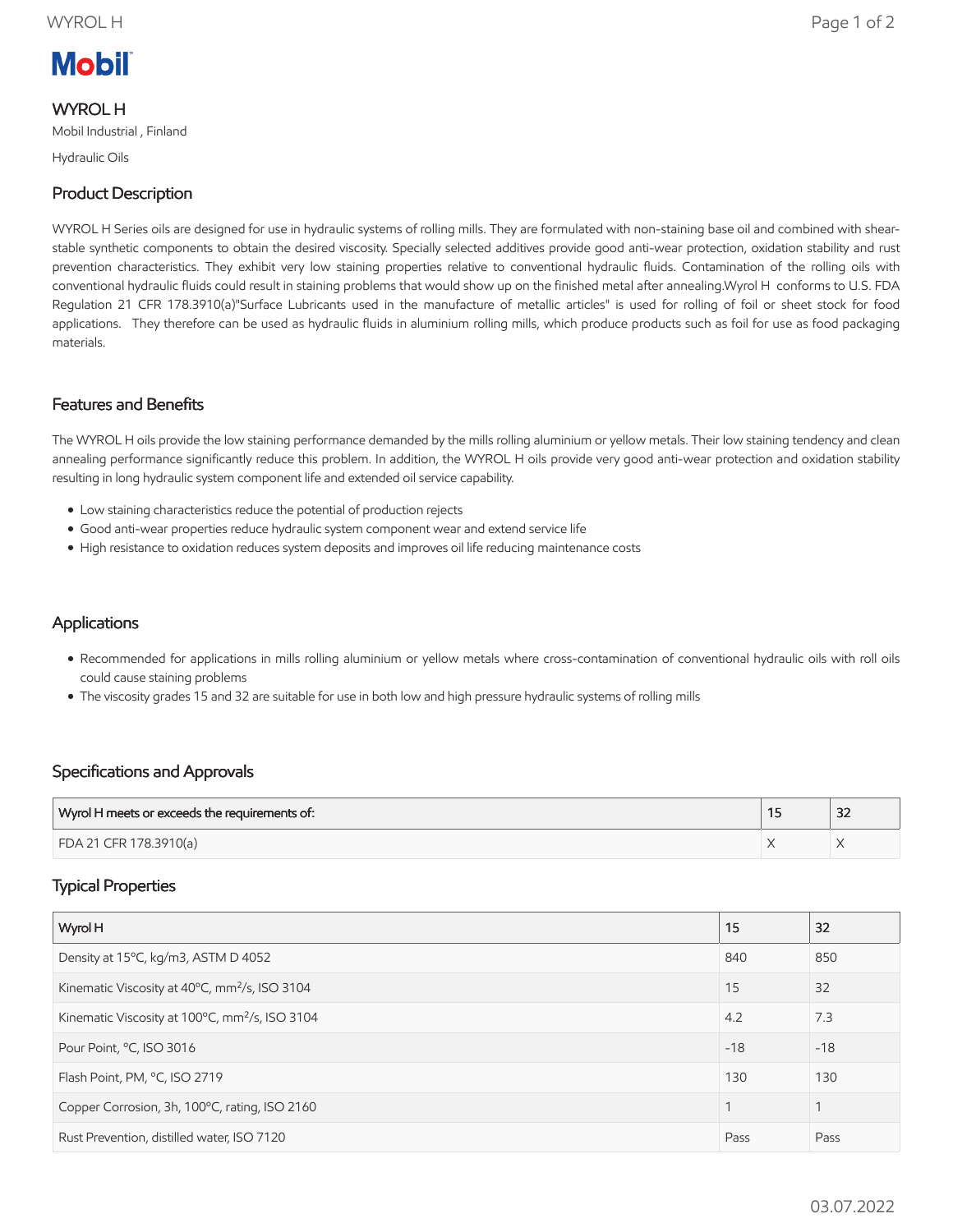Mobil

# WYROL H

Mobil Industrial , Finland

Hydraulic Oils

## Product Description

WYROL H Series oils are designed for use in hydraulic systems of rolling mills. They are formulated with non-staining base oil and combined with shear-stable synthetic components to obtain the desired viscosity. Specially selected additives provide good anti-wear protection, oxidation stability and rust prevention characteristics. They exhibit very low staining properties relative to conventional hydraulic fluids. Contamination of the rolling oils with conventional hydraulic fluids could result in staining problems that would show up on the finished metal after annealing.Wyrol H conforms to U.S. FDA Regulation 21 CFR 178.3910(a)"Surface Lubricants used in the manufacture of metallic articles" is used for rolling of foil or sheet stock for food applications. They therefore can be used as hydraulic fluids in aluminium rolling mills, which produce products such as foil for use as food packaging materials.

## Features and Benefits

The WYROL H oils provide the low staining performance demanded by the mills rolling aluminium or yellow metals. Their low staining tendency and clean annealing performance significantly reduce this problem. In addition, the WYROL H oils provide very good anti-wear protection and oxidation stability resulting in long hydraulic system component life and extended oil service capability.

- Low staining characteristics reduce the potential of production rejects
- Good anti-wear properties reduce hydraulic system component wear and extend service life
- High resistance to oxidation reduces system deposits and improves oil life reducing maintenance costs

## Applications

- Recommended for applications in mills rolling aluminium or yellow metals where cross-contamination of conventional hydraulic oils with roll oils could cause staining problems
- The viscosity grades 15 and 32 are suitable for use in both low and high pressure hydraulic systems of rolling mills

## Specifications and Approvals

| Wyrol H meets or exceeds the requirements of: | 15 | 32 |
| --- | --- | --- |
| FDA 21 CFR 178.3910(a) | X | X |

## Typical Properties

| Wyrol H | 15 | 32 |
| --- | --- | --- |
| Density at 15ºC, kg/m3, ASTM D 4052 | 840 | 850 |
| Kinematic Viscosity at 40ºC, mm²/s, ISO 3104 | 15 | 32 |
| Kinematic Viscosity at 100ºC, mm²/s, ISO 3104 | 4.2 | 7.3 |
| Pour Point, ºC, ISO 3016 | -18 | -18 |
| Flash Point, PM, ºC, ISO 2719 | 130 | 130 |
| Copper Corrosion, 3h, 100ºC, rating, ISO 2160 | 1 | 1 |
| Rust Prevention, distilled water, ISO 7120 | Pass | Pass |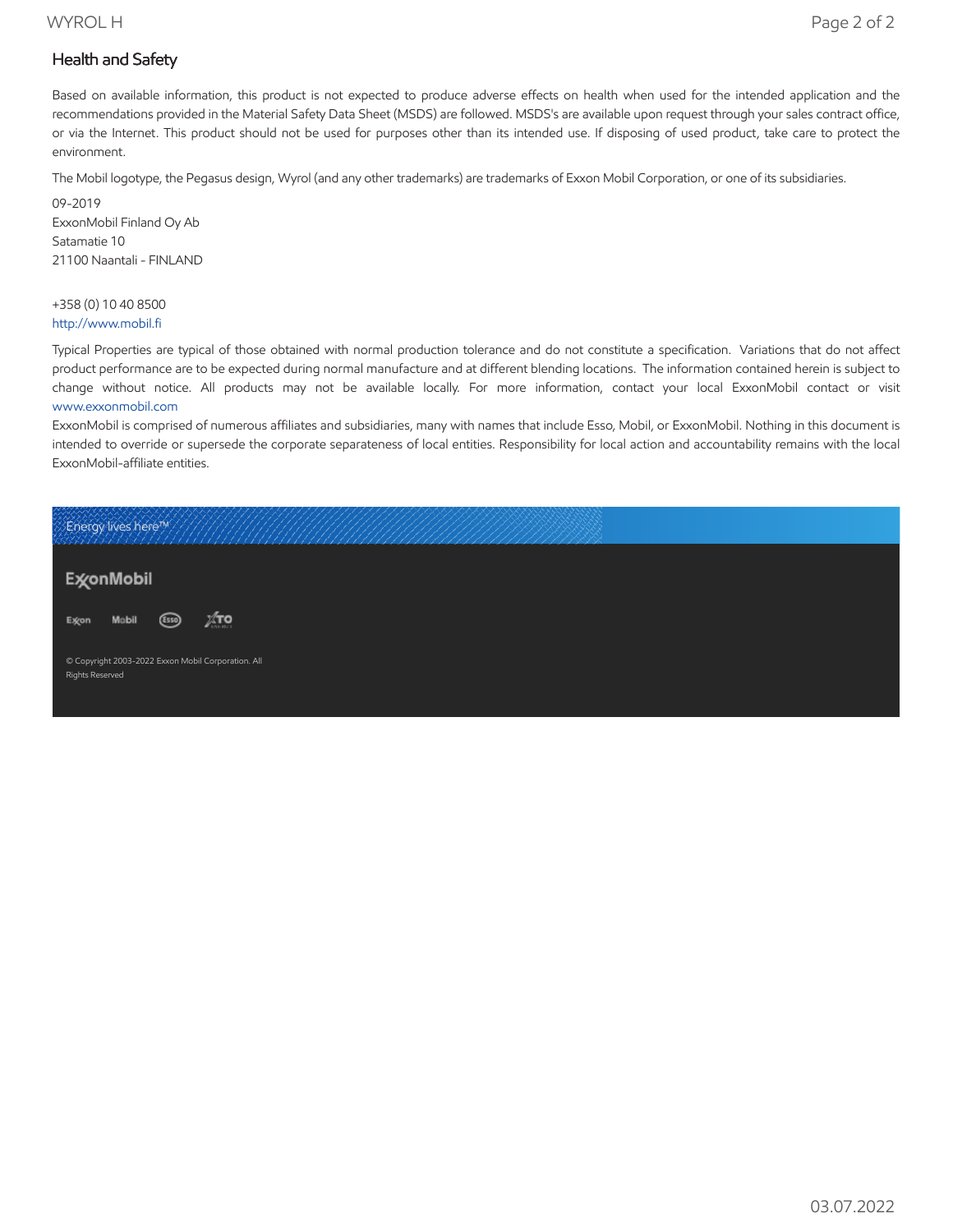## Health and Safety

Based on available information, this product is not expected to produce adverse effects on health when used for the intended application and the recommendations provided in the Material Safety Data Sheet (MSDS) are followed. MSDS's are available upon request through your sales contract office, or via the Internet. This product should not be used for purposes other than its intended use. If disposing of used product, take care to protect the environment.

The Mobil logotype, the Pegasus design, Wyrol (and any other trademarks) are trademarks of Exxon Mobil Corporation, or one of its subsidiaries.

09-2019
ExxonMobil Finland Oy Ab
Satamatie 10
21100 Naantali - FINLAND

+358 (0) 10 40 8500
http://www.mobil.fi

Typical Properties are typical of those obtained with normal production tolerance and do not constitute a specification. Variations that do not affect product performance are to be expected during normal manufacture and at different blending locations. The information contained herein is subject to change without notice. All products may not be available locally. For more information, contact your local ExxonMobil contact or visit www.exxonmobil.com

ExxonMobil is comprised of numerous affiliates and subsidiaries, many with names that include Esso, Mobil, or ExxonMobil. Nothing in this document is intended to override or supersede the corporate separateness of local entities. Responsibility for local action and accountability remains with the local ExxonMobil-affiliate entities.

Energy lives here™

ExxonMobil

Exxon Mobil Esso XTO

© Copyright 2003-2022 Exxon Mobil Corporation. All Rights Reserved